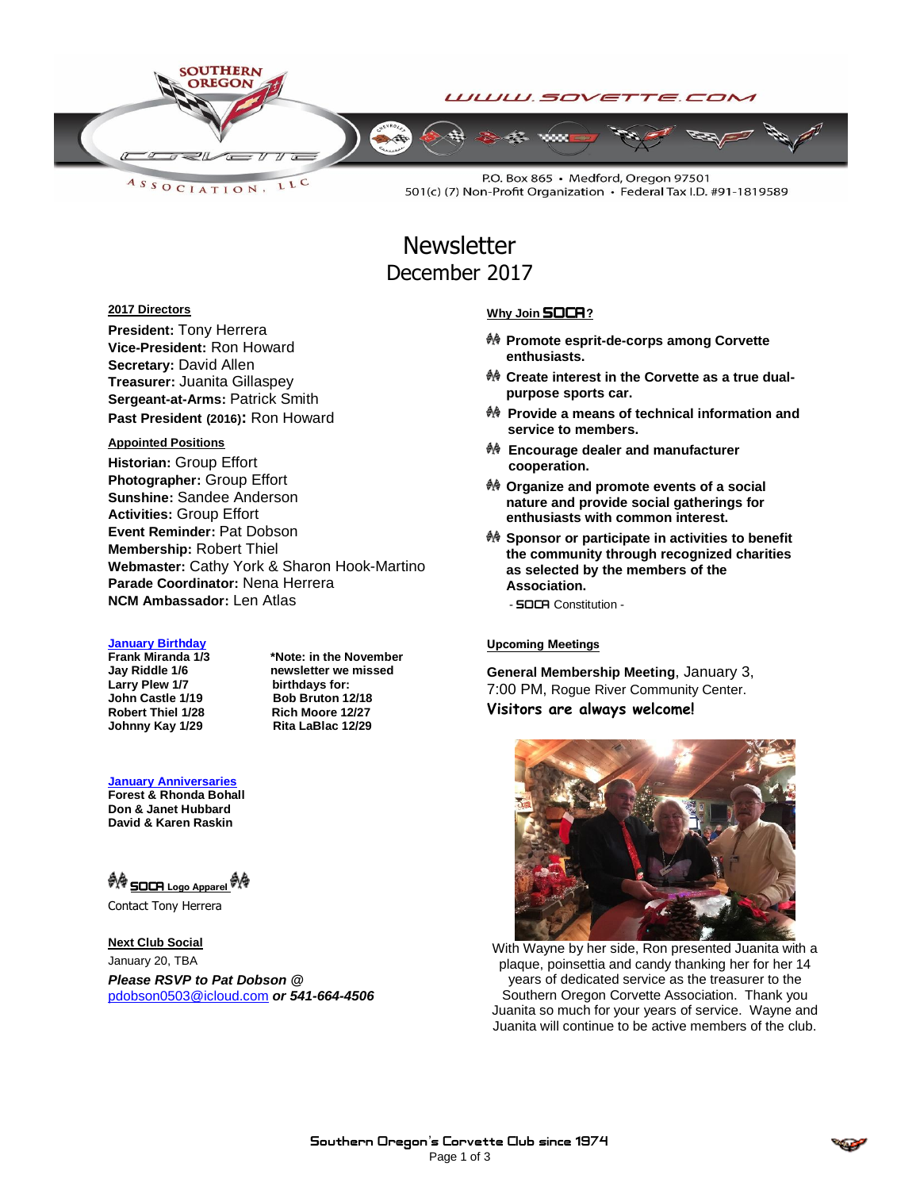SOUTHERN OREGON CORVETTE ASSOCIATION, LLC

WWW.SOVETTE.COM

P.O. Box 865 • Medford, Oregon 97501
501(c) (7) Non-Profit Organization • Federal Tax I.D. #91-1819589

# Newsletter
## December 2017

**2017 Directors**

**President:** Tony Herrera
**Vice-President:** Ron Howard
**Secretary:** David Allen
**Treasurer:** Juanita Gillaspey
**Sergeant-at-Arms:** Patrick Smith
**Past President (2016):** Ron Howard

**Appointed Positions**

**Historian:** Group Effort
**Photographer:** Group Effort
**Sunshine:** Sandee Anderson
**Activities:** Group Effort
**Event Reminder:** Pat Dobson
**Membership:** Robert Thiel
**Webmaster:** Cathy York & Sharon Hook-Martino
**Parade Coordinator:** Nena Herrera
**NCM Ambassador:** Len Atlas

**January Birthday**

**Frank Miranda 1/3**
**Jay Riddle 1/6**
**Larry Plew 1/7**
**John Castle 1/19**
**Robert Thiel 1/28**
**Johnny Kay 1/29**

**\*Note: in the November newsletter we missed birthdays for:**
**Bob Bruton 12/18**
**Rich Moore 12/27**
**Rita LaBlac 12/29**

**January Anniversaries**

**Forest & Rhonda Bohall**
**Don & Janet Hubbard**
**David & Karen Raskin**

**SOCA Logo Apparel**

Contact Tony Herrera

**Next Club Social**

January 20, TBA

***Please RSVP to Pat Dobson @*** pdobson0503@icloud.com ***or 541-664-4506***

**Why Join SOCA?**

- **Promote esprit-de-corps among Corvette enthusiasts.**
- **Create interest in the Corvette as a true dual-purpose sports car.**
- **Provide a means of technical information and service to members.**
- **Encourage dealer and manufacturer cooperation.**
- **Organize and promote events of a social nature and provide social gatherings for enthusiasts with common interest.**
- **Sponsor or participate in activities to benefit the community through recognized charities as selected by the members of the Association.**

- SOCA Constitution -

**Upcoming Meetings**

**General Membership Meeting**, January 3, 7:00 PM, Rogue River Community Center.

**Visitors are always welcome!**

With Wayne by her side, Ron presented Juanita with a plaque, poinsettia and candy thanking her for her 14 years of dedicated service as the treasurer to the Southern Oregon Corvette Association. Thank you Juanita so much for your years of service. Wayne and Juanita will continue to be active members of the club.

Southern Oregon's Corvette Club since 1974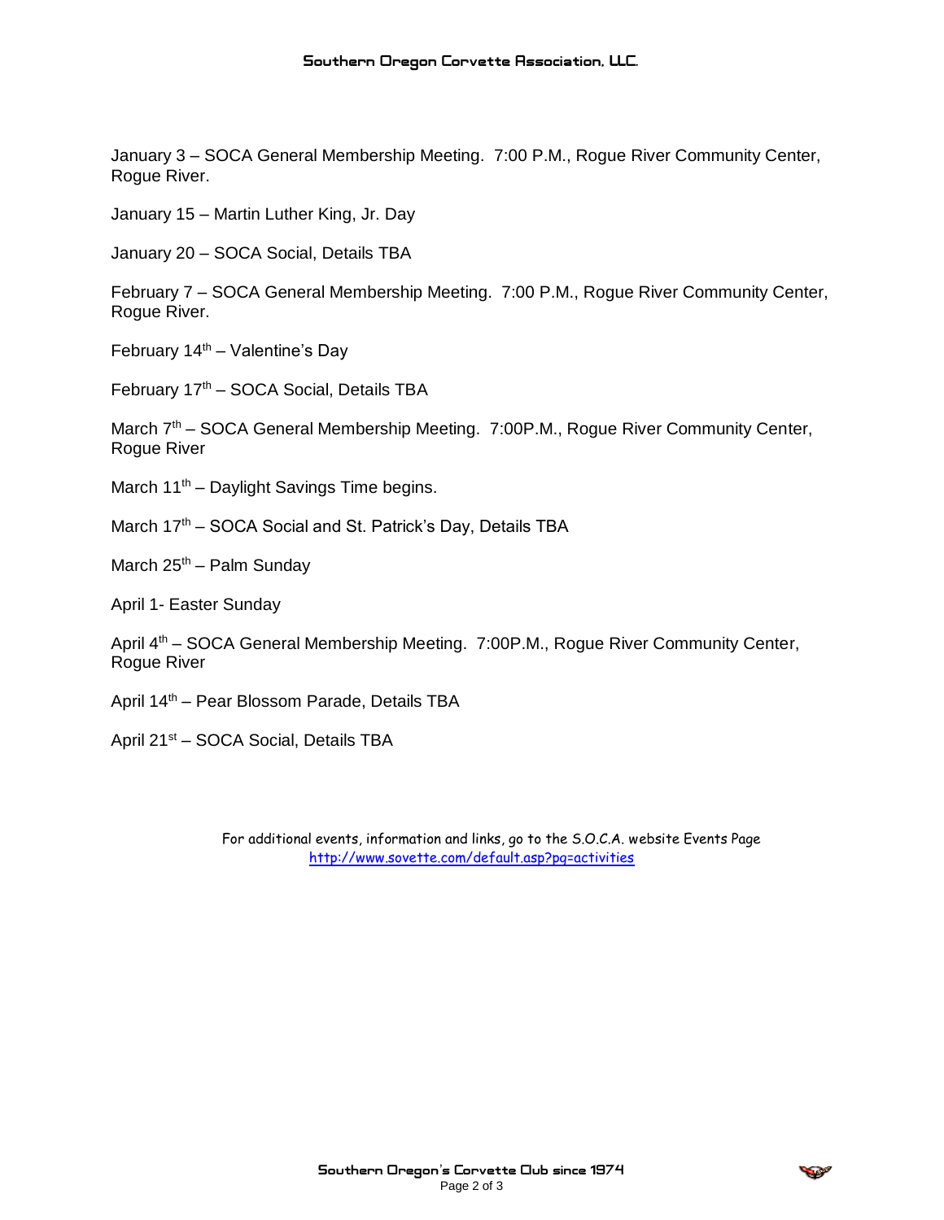January 3 – SOCA General Membership Meeting. 7:00 P.M., Rogue River Community Center, Rogue River.

January 15 – Martin Luther King, Jr. Day

January 20 – SOCA Social, Details TBA

February 7 – SOCA General Membership Meeting. 7:00 P.M., Rogue River Community Center, Rogue River.

February 14th – Valentine's Day

February 17th – SOCA Social, Details TBA

March 7th – SOCA General Membership Meeting. 7:00P.M., Rogue River Community Center, Rogue River

March 11th – Daylight Savings Time begins.

March 17th – SOCA Social and St. Patrick's Day, Details TBA

March 25th – Palm Sunday

April 1- Easter Sunday

April 4th – SOCA General Membership Meeting. 7:00P.M., Rogue River Community Center, Rogue River

April 14th – Pear Blossom Parade, Details TBA

April 21st – SOCA Social, Details TBA

For additional events, information and links, go to the S.O.C.A. website Events Page
http://www.sovette.com/default.asp?pg=activities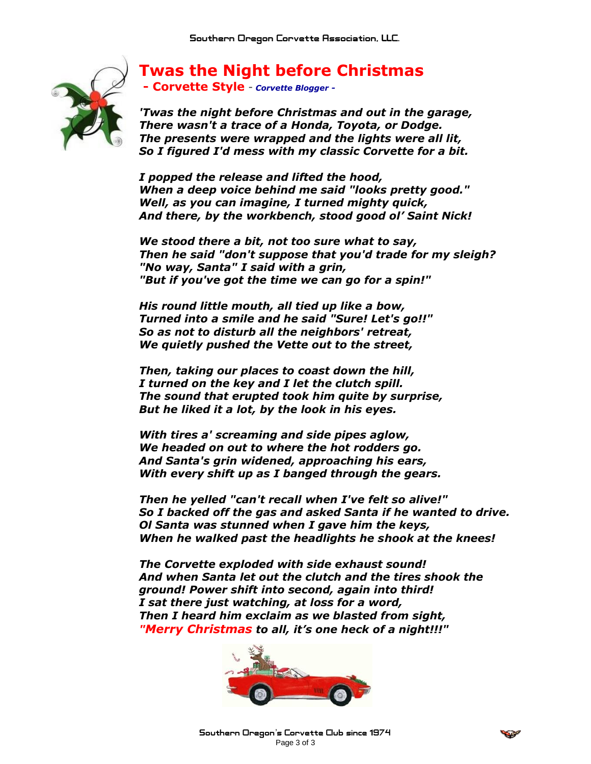# Twas the Night before Christmas

## - Corvette Style - *Corvette Blogger -*

***'Twas the night before Christmas and out in the garage,***
***There wasn't a trace of a Honda, Toyota, or Dodge.***
***The presents were wrapped and the lights were all lit,***
***So I figured I'd mess with my classic Corvette for a bit.***

***I popped the release and lifted the hood,***
***When a deep voice behind me said "looks pretty good."***
***Well, as you can imagine, I turned mighty quick,***
***And there, by the workbench, stood good ol' Saint Nick!***

***We stood there a bit, not too sure what to say,***
***Then he said "don't suppose that you'd trade for my sleigh?***
***"No way, Santa" I said with a grin,***
***"But if you've got the time we can go for a spin!"***

***His round little mouth, all tied up like a bow,***
***Turned into a smile and he said "Sure! Let's go!!"***
***So as not to disturb all the neighbors' retreat,***
***We quietly pushed the Vette out to the street,***

***Then, taking our places to coast down the hill,***
***I turned on the key and I let the clutch spill.***
***The sound that erupted took him quite by surprise,***
***But he liked it a lot, by the look in his eyes.***

***With tires a' screaming and side pipes aglow,***
***We headed on out to where the hot rodders go.***
***And Santa's grin widened, approaching his ears,***
***With every shift up as I banged through the gears.***

***Then he yelled "can't recall when I've felt so alive!"***
***So I backed off the gas and asked Santa if he wanted to drive.***
***Ol Santa was stunned when I gave him the keys,***
***When he walked past the headlights he shook at the knees!***

***The Corvette exploded with side exhaust sound!***
***And when Santa let out the clutch and the tires shook the ground! Power shift into second, again into third!***
***I sat there just watching, at loss for a word,***
***Then I heard him exclaim as we blasted from sight,***
***"Merry Christmas to all, it's one heck of a night!!!"***

Southern Oregon's Corvette Club since 1974